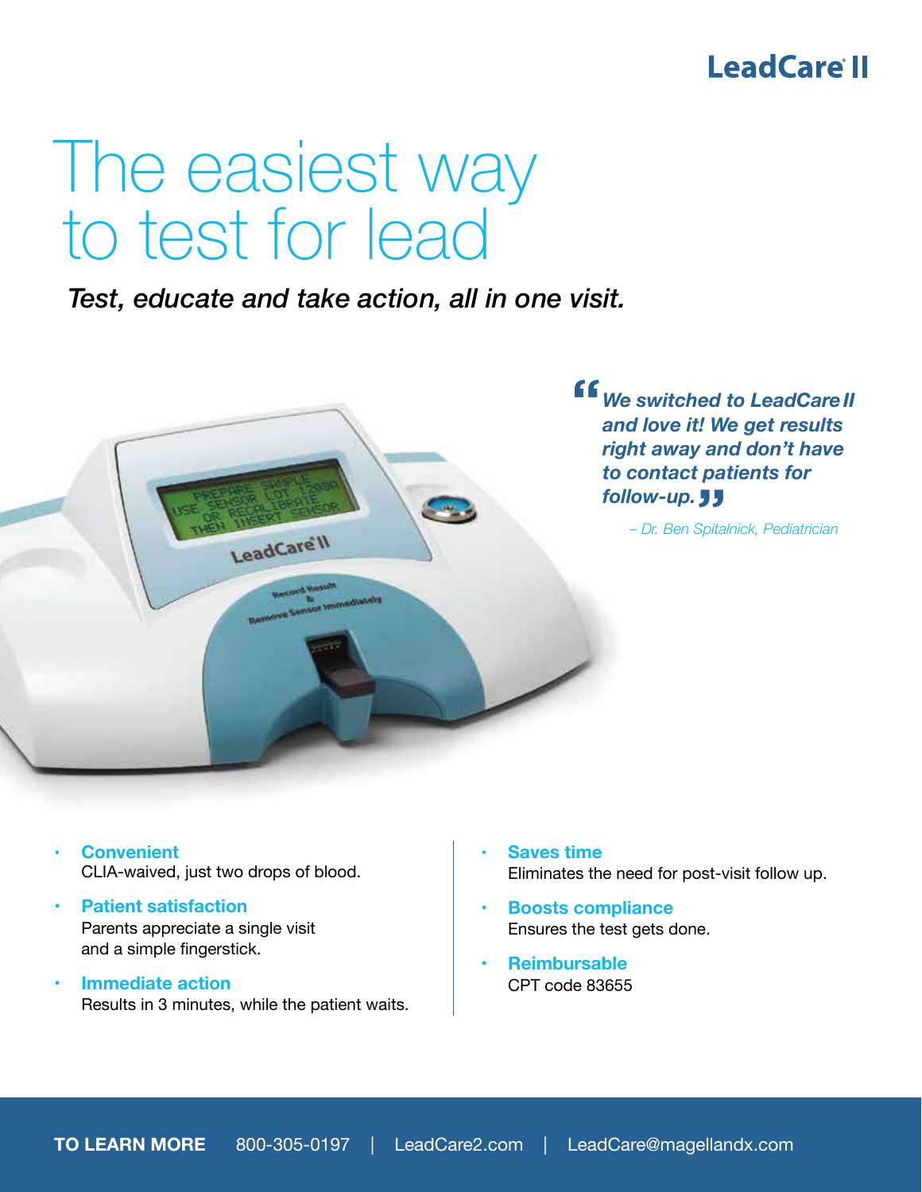LeadCare® II

# The easiest way to test for lead

*Test, educate and take action, all in one visit.*

> ***"We switched to LeadCare II and love it! We get results right away and don't have to contact patients for follow-up."***
>
> *– Dr. Ben Spitalnick, Pediatrician*

- **Convenient**
  CLIA-waived, just two drops of blood.
- **Patient satisfaction**
  Parents appreciate a single visit and a simple fingerstick.
- **Immediate action**
  Results in 3 minutes, while the patient waits.
- **Saves time**
  Eliminates the need for post-visit follow up.
- **Boosts compliance**
  Ensures the test gets done.
- **Reimbursable**
  CPT code 83655

**TO LEARN MORE** 800-305-0197 | LeadCare2.com | LeadCare@magellandx.com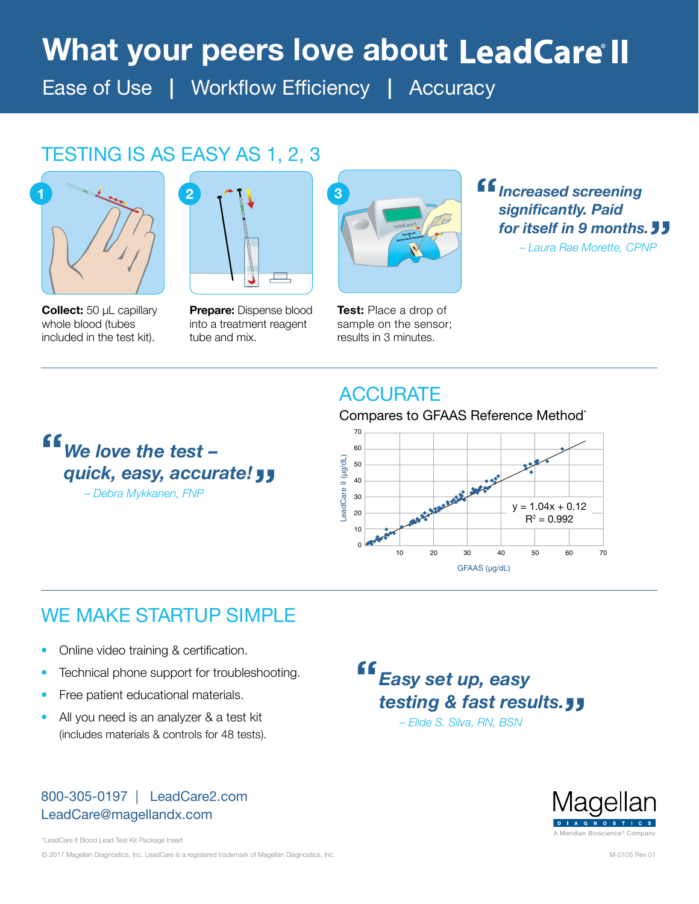# What your peers love about LeadCare® II

Ease of Use | Workflow Efficiency | Accuracy

## TESTING IS AS EASY AS 1, 2, 3

1

**Collect:** 50 µL capillary whole blood (tubes included in the test kit).

2

**Prepare:** Dispense blood into a treatment reagent tube and mix.

3

**Test:** Place a drop of sample on the sensor; results in 3 minutes.

> *"Increased screening significantly. Paid for itself in 9 months."*
> – Laura Rae Morette, CPNP

> *"We love the test – quick, easy, accurate!"*
> – Debra Mykkanen, FNP

## ACCURATE

Compares to GFAAS Reference Method*

LeadCare II (µg/dL)

70
60
50
40
30
20
10
0

10 20 30 40 50 60 70

GFAAS (µg/dL)

y = 1.04x + 0.12
$R^2$ = 0.992

## WE MAKE STARTUP SIMPLE

- Online video training & certification.
- Technical phone support for troubleshooting.
- Free patient educational materials.
- All you need is an analyzer & a test kit (includes materials & controls for 48 tests).

> *"Easy set up, easy testing & fast results."*
> – Elide S. Silva, RN, BSN

800-305-0197 | LeadCare2.com
LeadCare@magellandx.com

Magellan DIAGNOSTICS
A Meridian Bioscience® Company

*LeadCare II Blood Lead Test Kit Package Insert

© 2017 Magellan Diagnostics, Inc. LeadCare is a registered trademark of Magellan Diagnostics, Inc.

M-0105 Rev 01